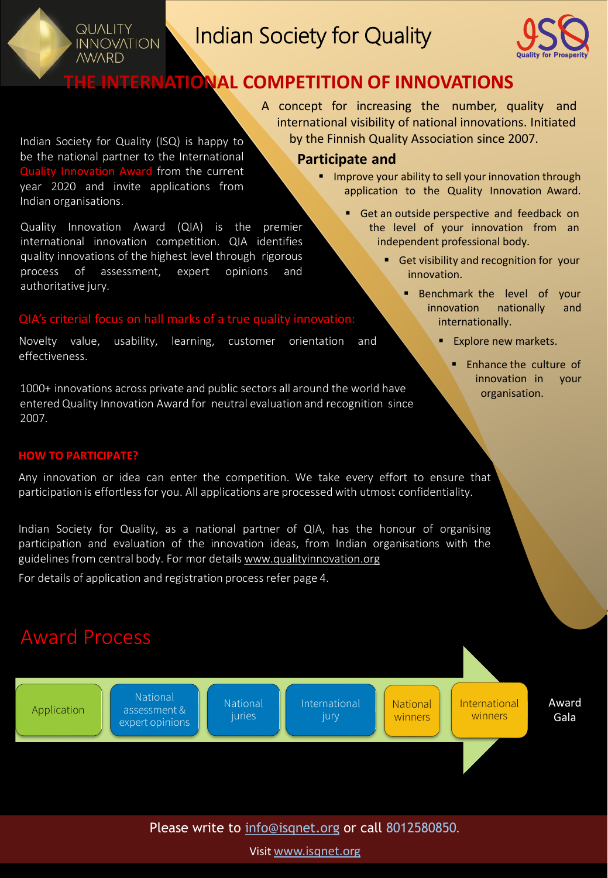QUALITY INNOVATION AWARD

# Indian Society for Quality

ISQ – Quality for Prosperity

## THE INTERNATIONAL COMPETITION OF INNOVATIONS

A concept for increasing the number, quality and international visibility of national innovations. Initiated by the Finnish Quality Association since 2007.

### Participate and

- Improve your ability to sell your innovation through application to the Quality Innovation Award.
- Get an outside perspective and feedback on the level of your innovation from an independent professional body.
- Get visibility and recognition for your innovation.
- Benchmark the level of your innovation nationally and internationally.
- Explore new markets.
- Enhance the culture of innovation in your organisation.

Indian Society for Quality (ISQ) is happy to be the national partner to the International Quality Innovation Award from the current year 2020 and invite applications from Indian organisations.

Quality Innovation Award (QIA) is the premier international innovation competition. QIA identifies quality innovations of the highest level through rigorous process of assessment, expert opinions and authoritative jury.

### QIA's criterial focus on hall marks of a true quality innovation:

Novelty value, usability, learning, customer orientation and effectiveness.

1000+ innovations across private and public sectors all around the world have entered Quality Innovation Award for neutral evaluation and recognition since 2007.

### HOW TO PARTICIPATE?

Any innovation or idea can enter the competition. We take every effort to ensure that participation is effortless for you. All applications are processed with utmost confidentiality.

Indian Society for Quality, as a national partner of QIA, has the honour of organising participation and evaluation of the innovation ideas, from Indian organisations with the guidelines from central body. For mor details www.qualityinnovation.org

For details of application and registration process refer page 4.

## Award Process

Application → National assessment & expert opinions → National juries → International jury → National winners → International winners → Award Gala

Please write to info@isqnet.org or call 8012580850.

Visit www.isqnet.org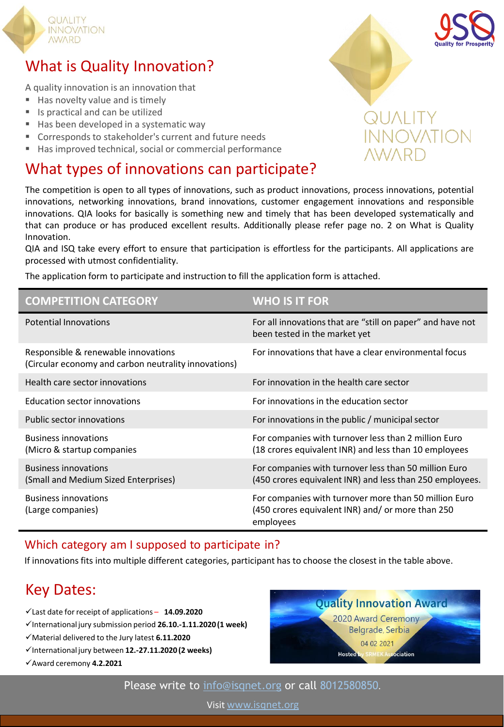## What is Quality Innovation?

A quality innovation is an innovation that

- Has novelty value and is timely
- Is practical and can be utilized
- Has been developed in a systematic way
- Corresponds to stakeholder's current and future needs
- Has improved technical, social or commercial performance

## What types of innovations can participate?

The competition is open to all types of innovations, such as product innovations, process innovations, potential innovations, networking innovations, brand innovations, customer engagement innovations and responsible innovations. QIA looks for basically is something new and timely that has been developed systematically and that can produce or has produced excellent results. Additionally please refer page no. 2 on What is Quality Innovation.

QIA and ISQ take every effort to ensure that participation is effortless for the participants. All applications are processed with utmost confidentiality.

The application form to participate and instruction to fill the application form is attached.

| COMPETITION CATEGORY | WHO IS IT FOR |
|---|---|
| Potential Innovations | For all innovations that are "still on paper" and have not been tested in the market yet |
| Responsible & renewable innovations (Circular economy and carbon neutrality innovations) | For innovations that have a clear environmental focus |
| Health care sector innovations | For innovation in the health care sector |
| Education sector innovations | For innovations in the education sector |
| Public sector innovations | For innovations in the public / municipal sector |
| Business innovations (Micro & startup companies | For companies with turnover less than 2 million Euro (18 crores equivalent INR) and less than 10 employees |
| Business innovations (Small and Medium Sized Enterprises) | For companies with turnover less than 50 million Euro (450 crores equivalent INR) and less than 250 employees. |
| Business innovations (Large companies) | For companies with turnover more than 50 million Euro (450 crores equivalent INR) and/ or more than 250 employees |

## Which category am I supposed to participate in?

If innovations fits into multiple different categories, participant has to choose the closest in the table above.

## Key Dates:

- ✓Last date for receipt of applications – **14.09.2020**
- ✓International jury submission period **26.10.-1.11.2020 (1 week)**
- ✓Material delivered to the Jury latest **6.11.2020**
- ✓International jury between **12.-27.11.2020 (2 weeks)**
- ✓Award ceremony **4.2.2021**

Quality Innovation Award
2020 Award Ceremony
Belgrade, Serbia
04 02 2021
Hosted by SRMEK Association

Please write to info@isqnet.org or call 8012580850.

Visit www.isqnet.org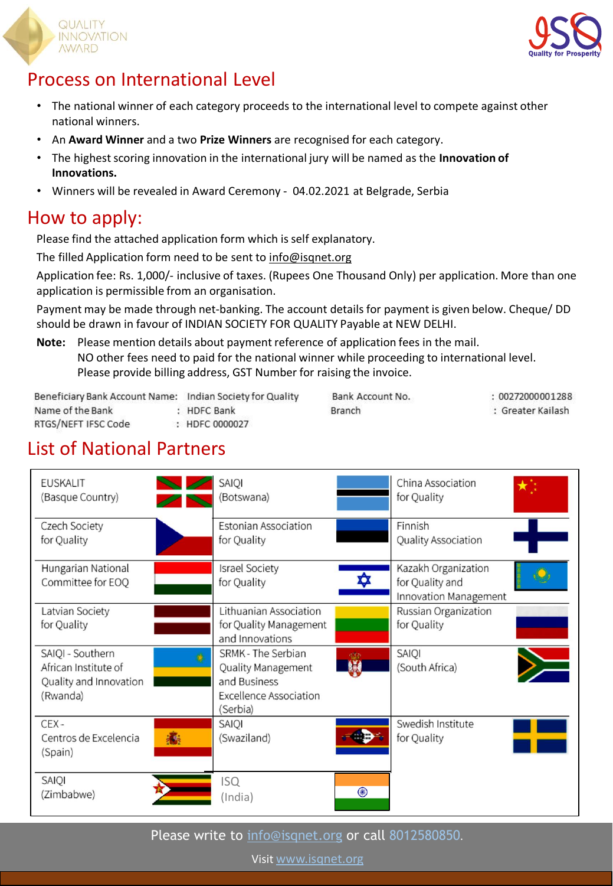## Process on International Level

- The national winner of each category proceeds to the international level to compete against other national winners.
- An **Award Winner** and a two **Prize Winners** are recognised for each category.
- The highest scoring innovation in the international jury will be named as the **Innovation of Innovations.**
- Winners will be revealed in Award Ceremony - 04.02.2021 at Belgrade, Serbia

## How to apply:

Please find the attached application form which is self explanatory.

The filled Application form need to be sent to info@isqnet.org

Application fee: Rs. 1,000/- inclusive of taxes. (Rupees One Thousand Only) per application. More than one application is permissible from an organisation.

Payment may be made through net-banking. The account details for payment is given below. Cheque/ DD should be drawn in favour of INDIAN SOCIETY FOR QUALITY Payable at NEW DELHI.

**Note:** Please mention details about payment reference of application fees in the mail.
NO other fees need to paid for the national winner while proceeding to international level.
Please provide billing address, GST Number for raising the invoice.

| | | | |
|---|---|---|---|
| Beneficiary Bank Account Name: | Indian Society for Quality | Bank Account No. | : 00272000001288 |
| Name of the Bank | : HDFC Bank | Branch | : Greater Kailash |
| RTGS/NEFT IFSC Code | : HDFC 0000027 | | |

## List of National Partners

| | | |
|---|---|---|
| EUSKALIT (Basque Country) | SAIQI (Botswana) | China Association for Quality |
| Czech Society for Quality | Estonian Association for Quality | Finnish Quality Association |
| Hungarian National Committee for EOQ | Israel Society for Quality | Kazakh Organization for Quality and Innovation Management |
| Latvian Society for Quality | Lithuanian Association for Quality Management and Innovations | Russian Organization for Quality |
| SAIQI - Southern African Institute of Quality and Innovation (Rwanda) | SRMK - The Serbian Quality Management and Business Excellence Association (Serbia) | SAIQI (South Africa) |
| CEX - Centros de Excelencia (Spain) | SAIQI (Swaziland) | Swedish Institute for Quality |
| SAIQI (Zimbabwe) | ISQ (India) | |

Please write to info@isqnet.org or call 8012580850.

Visit www.isqnet.org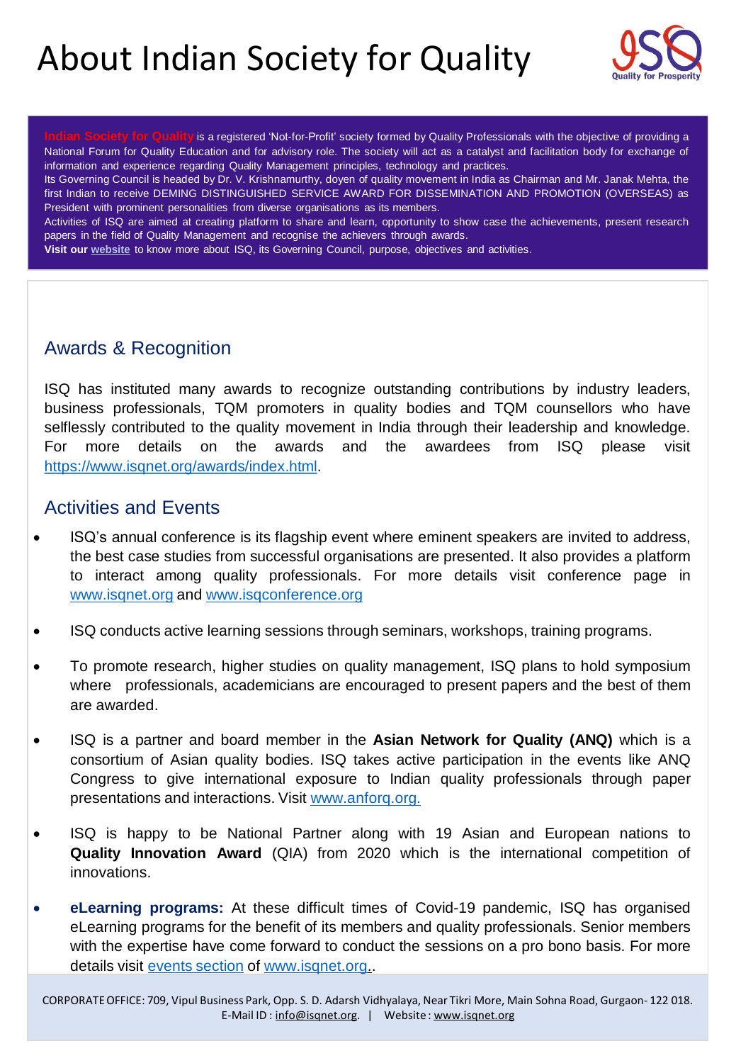# About Indian Society for Quality

Indian Society for Quality is a registered 'Not-for-Profit' society formed by Quality Professionals with the objective of providing a National Forum for Quality Education and for advisory role. The society will act as a catalyst and facilitation body for exchange of information and experience regarding Quality Management principles, technology and practices.

Its Governing Council is headed by Dr. V. Krishnamurthy, doyen of quality movement in India as Chairman and Mr. Janak Mehta, the first Indian to receive DEMING DISTINGUISHED SERVICE AWARD FOR DISSEMINATION AND PROMOTION (OVERSEAS) as President with prominent personalities from diverse organisations as its members.

Activities of ISQ are aimed at creating platform to share and learn, opportunity to show case the achievements, present research papers in the field of Quality Management and recognise the achievers through awards.

**Visit our** website to know more about ISQ, its Governing Council, purpose, objectives and activities.

## Awards & Recognition

ISQ has instituted many awards to recognize outstanding contributions by industry leaders, business professionals, TQM promoters in quality bodies and TQM counsellors who have selflessly contributed to the quality movement in India through their leadership and knowledge. For more details on the awards and the awardees from ISQ please visit https://www.isqnet.org/awards/index.html.

## Activities and Events

- ISQ's annual conference is its flagship event where eminent speakers are invited to address, the best case studies from successful organisations are presented. It also provides a platform to interact among quality professionals. For more details visit conference page in www.isqnet.org and www.isqconference.org
- ISQ conducts active learning sessions through seminars, workshops, training programs.
- To promote research, higher studies on quality management, ISQ plans to hold symposium where professionals, academicians are encouraged to present papers and the best of them are awarded.
- ISQ is a partner and board member in the **Asian Network for Quality (ANQ)** which is a consortium of Asian quality bodies. ISQ takes active participation in the events like ANQ Congress to give international exposure to Indian quality professionals through paper presentations and interactions. Visit www.anforq.org.
- ISQ is happy to be National Partner along with 19 Asian and European nations to **Quality Innovation Award** (QIA) from 2020 which is the international competition of innovations.
- **eLearning programs:** At these difficult times of Covid-19 pandemic, ISQ has organised eLearning programs for the benefit of its members and quality professionals. Senior members with the expertise have come forward to conduct the sessions on a pro bono basis. For more details visit events section of www.isqnet.org..

CORPORATE OFFICE: 709, Vipul Business Park, Opp. S. D. Adarsh Vidhyalaya, Near Tikri More, Main Sohna Road, Gurgaon- 122 018.
E-Mail ID : info@isqnet.org. | Website : www.isqnet.org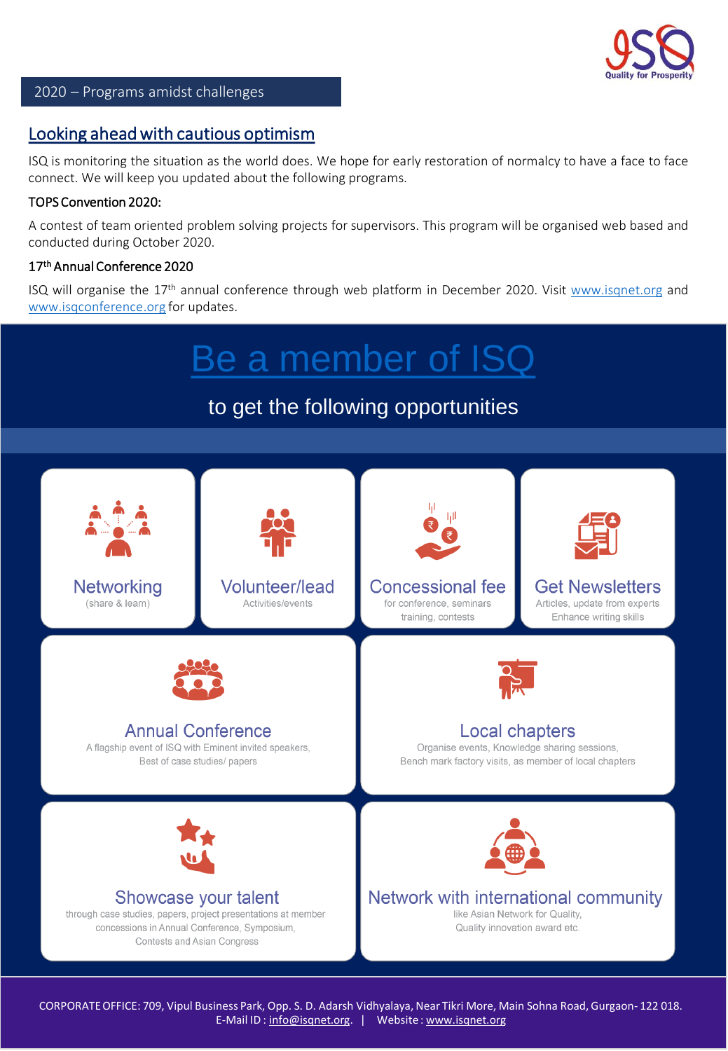2020 – Programs amidst challenges

## Looking ahead with cautious optimism

ISQ is monitoring the situation as the world does. We hope for early restoration of normalcy to have a face to face connect. We will keep you updated about the following programs.

**TOPS Convention 2020:**

A contest of team oriented problem solving projects for supervisors. This program will be organised web based and conducted during October 2020.

**17th Annual Conference 2020**

ISQ will organise the 17th annual conference through web platform in December 2020. Visit www.isqnet.org and www.isqconference.org for updates.

# Be a member of ISQ

to get the following opportunities

**Networking**
(share & learn)

**Volunteer/lead**
Activities/events

**Concessional fee**
for conference, seminars training, contests

**Get Newsletters**
Articles, update from experts
Enhance writing skills

**Annual Conference**
A flagship event of ISQ with Eminent invited speakers,
Best of case studies/ papers

**Local chapters**
Organise events, Knowledge sharing sessions,
Bench mark factory visits, as member of local chapters

**Showcase your talent**
through case studies, papers, project presentations at member concessions in Annual Conference, Symposium,
Contests and Asian Congress

**Network with international community**
like Asian Network for Quality,
Quality innovation award etc.

CORPORATE OFFICE: 709, Vipul Business Park, Opp. S. D. Adarsh Vidhyalaya, Near Tikri More, Main Sohna Road, Gurgaon- 122 018.
E-Mail ID : info@isqnet.org. | Website : www.isqnet.org